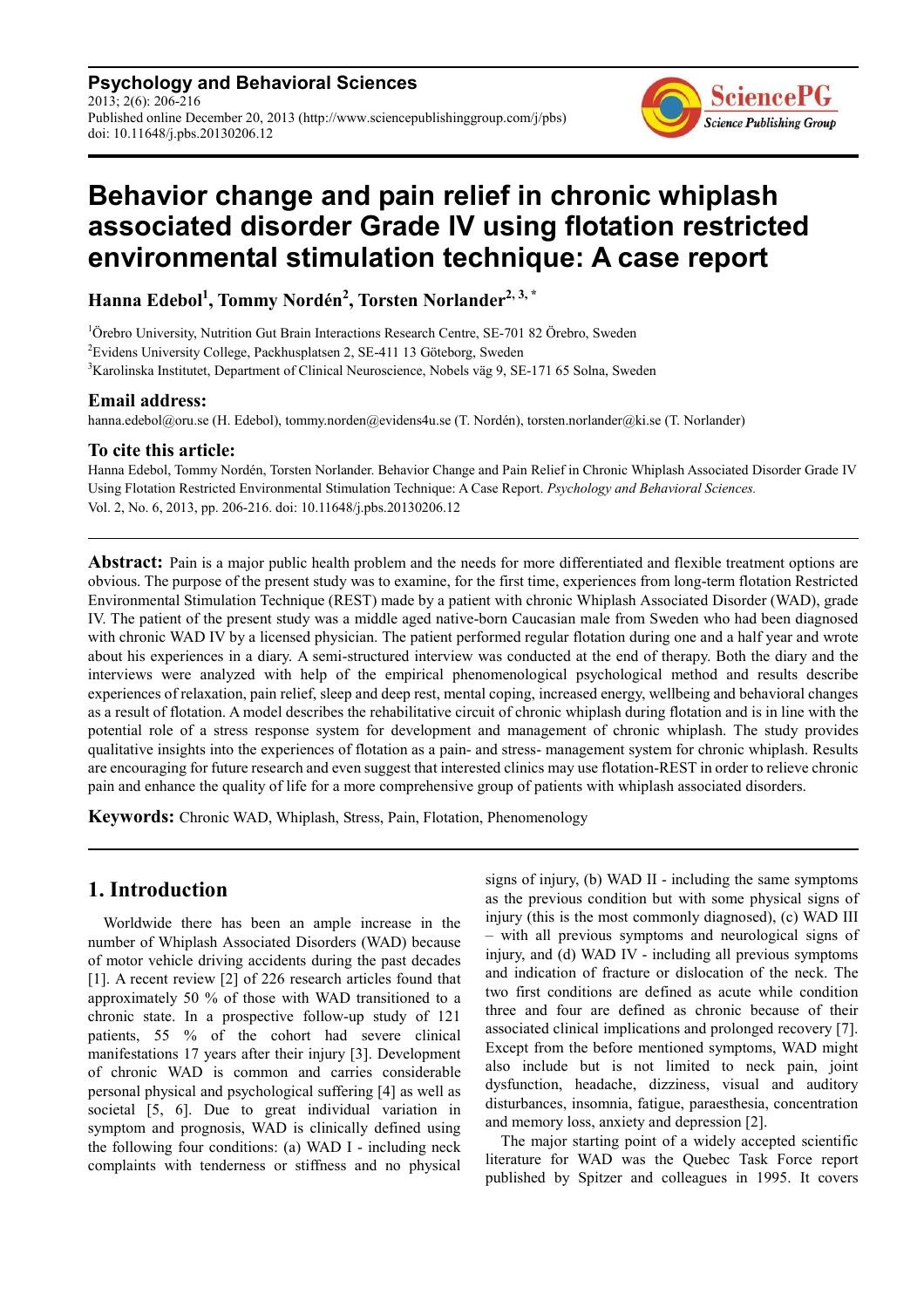**Psychology and Behavioral Sciences**
2013; 2(6): 206-216
Published online December 20, 2013 (http://www.sciencepublishinggroup.com/j/pbs)
doi: 10.11648/j.pbs.20130206.12

# Behavior change and pain relief in chronic whiplash associated disorder Grade IV using flotation restricted environmental stimulation technique: A case report

**Hanna Edebol[1], Tommy Nordén[2], Torsten Norlander[2, 3, *]**

[1]Örebro University, Nutrition Gut Brain Interactions Research Centre, SE-701 82 Örebro, Sweden
[2]Evidens University College, Packhusplatsen 2, SE-411 13 Göteborg, Sweden
[3]Karolinska Institutet, Department of Clinical Neuroscience, Nobels väg 9, SE-171 65 Solna, Sweden

## Email address:

hanna.edebol@oru.se (H. Edebol), tommy.norden@evidens4u.se (T. Nordén), torsten.norlander@ki.se (T. Norlander)

## To cite this article:

Hanna Edebol, Tommy Nordén, Torsten Norlander. Behavior Change and Pain Relief in Chronic Whiplash Associated Disorder Grade IV Using Flotation Restricted Environmental Stimulation Technique: A Case Report. *Psychology and Behavioral Sciences.* Vol. 2, No. 6, 2013, pp. 206-216. doi: 10.11648/j.pbs.20130206.12

---

**Abstract:** Pain is a major public health problem and the needs for more differentiated and flexible treatment options are obvious. The purpose of the present study was to examine, for the first time, experiences from long-term flotation Restricted Environmental Stimulation Technique (REST) made by a patient with chronic Whiplash Associated Disorder (WAD), grade IV. The patient of the present study was a middle aged native-born Caucasian male from Sweden who had been diagnosed with chronic WAD IV by a licensed physician. The patient performed regular flotation during one and a half year and wrote about his experiences in a diary. A semi-structured interview was conducted at the end of therapy. Both the diary and the interviews were analyzed with help of the empirical phenomenological psychological method and results describe experiences of relaxation, pain relief, sleep and deep rest, mental coping, increased energy, wellbeing and behavioral changes as a result of flotation. A model describes the rehabilitative circuit of chronic whiplash during flotation and is in line with the potential role of a stress response system for development and management of chronic whiplash. The study provides qualitative insights into the experiences of flotation as a pain- and stress- management system for chronic whiplash. Results are encouraging for future research and even suggest that interested clinics may use flotation-REST in order to relieve chronic pain and enhance the quality of life for a more comprehensive group of patients with whiplash associated disorders.

**Keywords:** Chronic WAD, Whiplash, Stress, Pain, Flotation, Phenomenology

---

## 1. Introduction

Worldwide there has been an ample increase in the number of Whiplash Associated Disorders (WAD) because of motor vehicle driving accidents during the past decades [1]. A recent review [2] of 226 research articles found that approximately 50 % of those with WAD transitioned to a chronic state. In a prospective follow-up study of 121 patients, 55 % of the cohort had severe clinical manifestations 17 years after their injury [3]. Development of chronic WAD is common and carries considerable personal physical and psychological suffering [4] as well as societal [5, 6]. Due to great individual variation in symptom and prognosis, WAD is clinically defined using the following four conditions: (a) WAD I - including neck complaints with tenderness or stiffness and no physical signs of injury, (b) WAD II - including the same symptoms as the previous condition but with some physical signs of injury (this is the most commonly diagnosed), (c) WAD III – with all previous symptoms and neurological signs of injury, and (d) WAD IV - including all previous symptoms and indication of fracture or dislocation of the neck. The two first conditions are defined as acute while condition three and four are defined as chronic because of their additional clinical implications and prolonged recovery [7]. Except from the before mentioned symptoms, WAD might also include but is not limited to neck pain, joint dysfunction, headache, dizziness, visual and auditory disturbances, insomnia, fatigue, paraesthesia, concentration and memory loss, anxiety and depression [2].

The major starting point of a widely accepted scientific literature for WAD was the Quebec Task Force report published by Spitzer and colleagues in 1995. It covers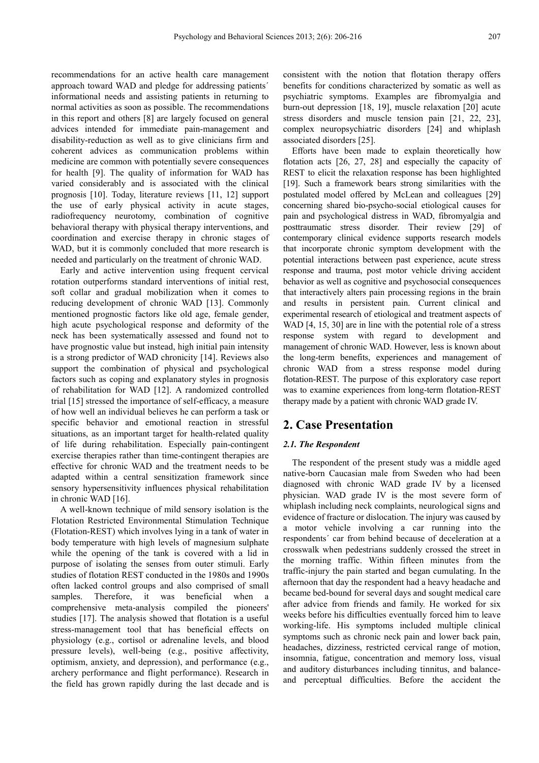recommendations for an active health care management approach toward WAD and pledge for addressing patients´ informational needs and assisting patients in returning to normal activities as soon as possible. The recommendations in this report and others [8] are largely focused on general advices intended for immediate pain-management and disability-reduction as well as to give clinicians firm and coherent advices as communication problems within medicine are common with potentially severe consequences for health [9]. The quality of information for WAD has varied considerably and is associated with the clinical prognosis [10]. Today, literature reviews [11, 12] support the use of early physical activity in acute stages, radiofrequency neurotomy, combination of cognitive behavioral therapy with physical therapy interventions, and coordination and exercise therapy in chronic stages of WAD, but it is commonly concluded that more research is needed and particularly on the treatment of chronic WAD.

Early and active intervention using frequent cervical rotation outperforms standard interventions of initial rest, soft collar and gradual mobilization when it comes to reducing development of chronic WAD [13]. Commonly mentioned prognostic factors like old age, female gender, high acute psychological response and deformity of the neck has been systematically assessed and found not to have prognostic value but instead, high initial pain intensity is a strong predictor of WAD chronicity [14]. Reviews also support the combination of physical and psychological factors such as coping and explanatory styles in prognosis of rehabilitation for WAD [12]. A randomized controlled trial [15] stressed the importance of self-efficacy, a measure of how well an individual believes he can perform a task or specific behavior and emotional reaction in stressful situations, as an important target for health-related quality of life during rehabilitation. Especially pain-contingent exercise therapies rather than time-contingent therapies are effective for chronic WAD and the treatment needs to be adapted within a central sensitization framework since sensory hypersensitivity influences physical rehabilitation in chronic WAD [16].

A well-known technique of mild sensory isolation is the Flotation Restricted Environmental Stimulation Technique (Flotation-REST) which involves lying in a tank of water in body temperature with high levels of magnesium sulphate while the opening of the tank is covered with a lid in purpose of isolating the senses from outer stimuli. Early studies of flotation REST conducted in the 1980s and 1990s often lacked control groups and also comprised of small samples. Therefore, it was beneficial when a comprehensive meta-analysis compiled the pioneers' studies [17]. The analysis showed that flotation is a useful stress-management tool that has beneficial effects on physiology (e.g., cortisol or adrenaline levels, and blood pressure levels), well-being (e.g., positive affectivity, optimism, anxiety, and depression), and performance (e.g., archery performance and flight performance). Research in the field has grown rapidly during the last decade and is consistent with the notion that flotation therapy offers benefits for conditions characterized by somatic as well as psychiatric symptoms. Examples are fibromyalgia and burn-out depression [18, 19], muscle relaxation [20] acute stress disorders and muscle tension pain [21, 22, 23], complex neuropsychiatric disorders [24] and whiplash associated disorders [25].

Efforts have been made to explain theoretically how flotation acts [26, 27, 28] and especially the capacity of REST to elicit the relaxation response has been highlighted [19]. Such a framework bears strong similarities with the postulated model offered by McLean and colleagues [29] concerning shared bio-psycho-social etiological causes for pain and psychological distress in WAD, fibromyalgia and posttraumatic stress disorder. Their review [29] of contemporary clinical evidence supports research models that incorporate chronic symptom development with the potential interactions between past experience, acute stress response and trauma, post motor vehicle driving accident behavior as well as cognitive and psychosocial consequences that interactively alters pain processing regions in the brain and results in persistent pain. Current clinical and experimental research of etiological and treatment aspects of WAD [4, 15, 30] are in line with the potential role of a stress response system with regard to development and management of chronic WAD. However, less is known about the long-term benefits, experiences and management of chronic WAD from a stress response model during flotation-REST. The purpose of this exploratory case report was to examine experiences from long-term flotation-REST therapy made by a patient with chronic WAD grade IV.

## 2. Case Presentation

### 2.1. The Respondent

The respondent of the present study was a middle aged native-born Caucasian male from Sweden who had been diagnosed with chronic WAD grade IV by a licensed physician. WAD grade IV is the most severe form of whiplash including neck complaints, neurological signs and evidence of fracture or dislocation. The injury was caused by a motor vehicle involving a car running into the respondents´ car from behind because of deceleration at a crosswalk when pedestrians suddenly crossed the street in the morning traffic. Within fifteen minutes from the traffic-injury the pain started and began cumulating. In the afternoon that day the respondent had a heavy headache and became bed-bound for several days and sought medical care after advice from friends and family. He worked for six weeks before his difficulties eventually forced him to leave working-life. His symptoms included multiple clinical symptoms such as chronic neck pain and lower back pain, headaches, dizziness, restricted cervical range of motion, insomnia, fatigue, concentration and memory loss, visual and auditory disturbances including tinnitus, and balance- and perceptual difficulties. Before the accident the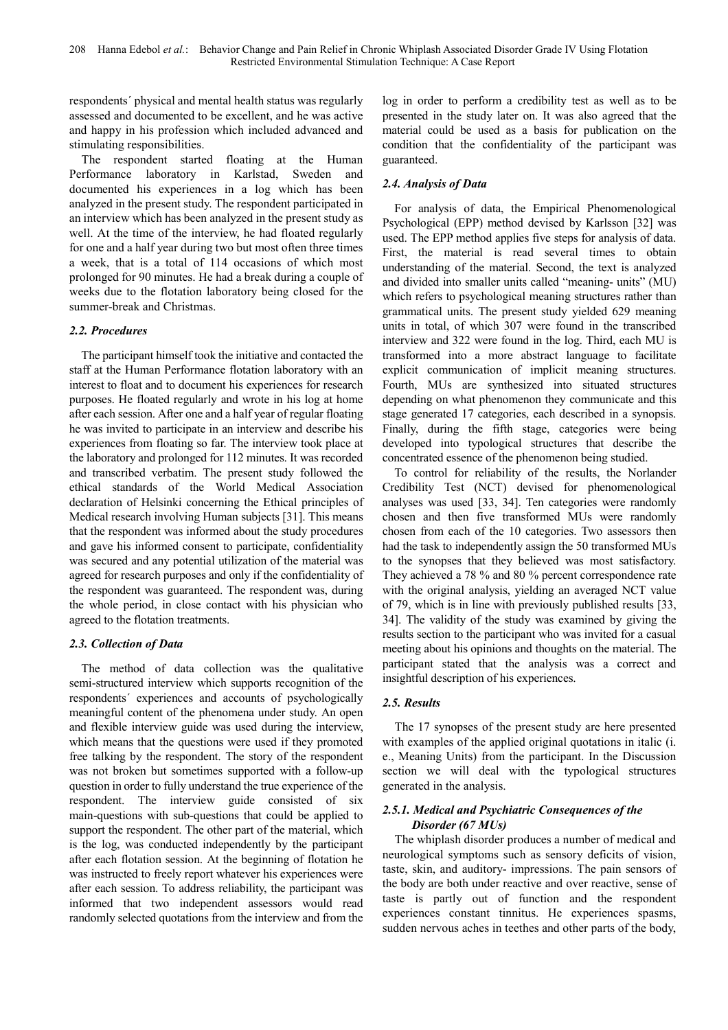respondents´ physical and mental health status was regularly assessed and documented to be excellent, and he was active and happy in his profession which included advanced and stimulating responsibilities.

The respondent started floating at the Human Performance laboratory in Karlstad, Sweden and documented his experiences in a log which has been analyzed in the present study. The respondent participated in an interview which has been analyzed in the present study as well. At the time of the interview, he had floated regularly for one and a half year during two but most often three times a week, that is a total of 114 occasions of which most prolonged for 90 minutes. He had a break during a couple of weeks due to the flotation laboratory being closed for the summer-break and Christmas.

### 2.2. Procedures

The participant himself took the initiative and contacted the staff at the Human Performance flotation laboratory with an interest to float and to document his experiences for research purposes. He floated regularly and wrote in his log at home after each session. After one and a half year of regular floating he was invited to participate in an interview and describe his experiences from floating so far. The interview took place at the laboratory and prolonged for 112 minutes. It was recorded and transcribed verbatim. The present study followed the ethical standards of the World Medical Association declaration of Helsinki concerning the Ethical principles of Medical research involving Human subjects [31]. This means that the respondent was informed about the study procedures and gave his informed consent to participate, confidentiality was secured and any potential utilization of the material was agreed for research purposes and only if the confidentiality of the respondent was guaranteed. The respondent was, during the whole period, in close contact with his physician who agreed to the flotation treatments.

### 2.3. Collection of Data

The method of data collection was the qualitative semi-structured interview which supports recognition of the respondents´ experiences and accounts of psychologically meaningful content of the phenomena under study. An open and flexible interview guide was used during the interview, which means that the questions were used if they promoted free talking by the respondent. The story of the respondent was not broken but sometimes supported with a follow-up question in order to fully understand the true experience of the respondent. The interview guide consisted of six main-questions with sub-questions that could be applied to support the respondent. The other part of the material, which is the log, was conducted independently by the participant after each flotation session. At the beginning of flotation he was instructed to freely report whatever his experiences were after each session. To address reliability, the participant was informed that two independent assessors would read randomly selected quotations from the interview and from the log in order to perform a credibility test as well as to be presented in the study later on. It was also agreed that the material could be used as a basis for publication on the condition that the confidentiality of the participant was guaranteed.

### 2.4. Analysis of Data

For analysis of data, the Empirical Phenomenological Psychological (EPP) method devised by Karlsson [32] was used. The EPP method applies five steps for analysis of data. First, the material is read several times to obtain understanding of the material. Second, the text is analyzed and divided into smaller units called "meaning- units" (MU) which refers to psychological meaning structures rather than grammatical units. The present study yielded 629 meaning units in total, of which 307 were found in the transcribed interview and 322 were found in the log. Third, each MU is transformed into a more abstract language to facilitate explicit communication of implicit meaning structures. Fourth, MUs are synthesized into situated structures depending on what phenomenon they communicate and this stage generated 17 categories, each described in a synopsis. Finally, during the fifth stage, categories were being developed into typological structures that describe the concentrated essence of the phenomenon being studied.

To control for reliability of the results, the Norlander Credibility Test (NCT) devised for phenomenological analyses was used [33, 34]. Ten categories were randomly chosen and then five transformed MUs were randomly chosen from each of the 10 categories. Two assessors then had the task to independently assign the 50 transformed MUs to the synopses that they believed was most satisfactory. They achieved a 78 % and 80 % percent correspondence rate with the original analysis, yielding an averaged NCT value of 79, which is in line with previously published results [33, 34]. The validity of the study was examined by giving the results section to the participant who was invited for a casual meeting about his opinions and thoughts on the material. The participant stated that the analysis was a correct and insightful description of his experiences.

### 2.5. Results

The 17 synopses of the present study are here presented with examples of the applied original quotations in italic (i. e., Meaning Units) from the participant. In the Discussion section we will deal with the typological structures generated in the analysis.

#### 2.5.1. Medical and Psychiatric Consequences of the Disorder (67 MUs)

The whiplash disorder produces a number of medical and neurological symptoms such as sensory deficits of vision, taste, skin, and auditory- impressions. The pain sensors of the body are both under reactive and over reactive, sense of taste is partly out of function and the respondent experiences constant tinnitus. He experiences spasms, sudden nervous aches in teethes and other parts of the body,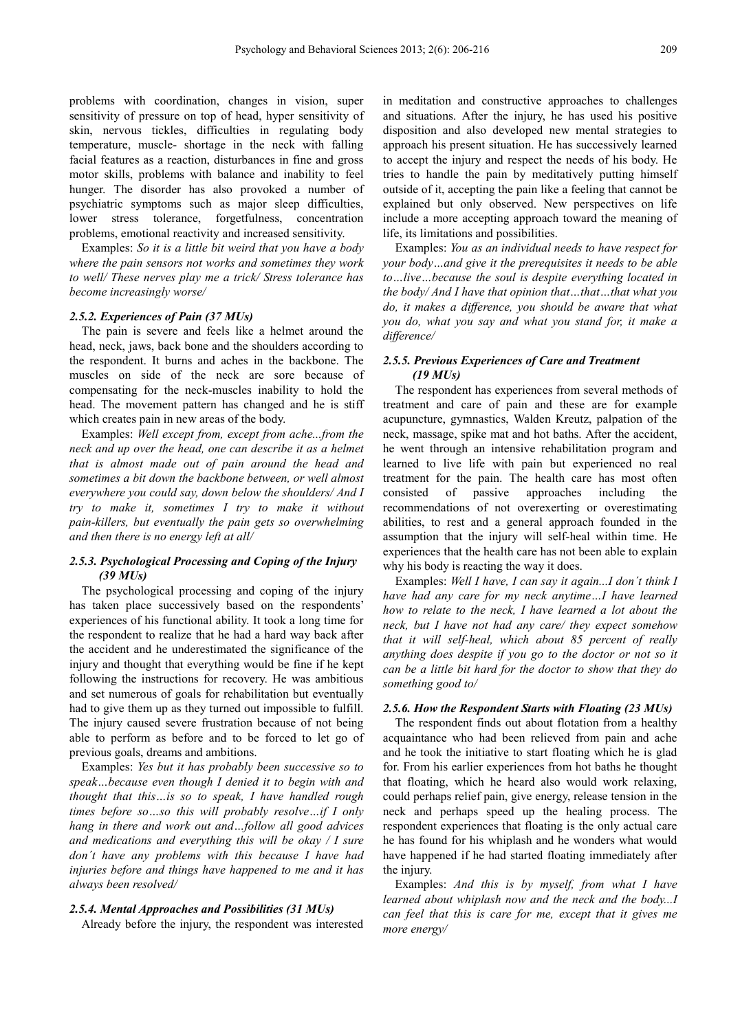problems with coordination, changes in vision, super sensitivity of pressure on top of head, hyper sensitivity of skin, nervous tickles, difficulties in regulating body temperature, muscle- shortage in the neck with falling facial features as a reaction, disturbances in fine and gross motor skills, problems with balance and inability to feel hunger. The disorder has also provoked a number of psychiatric symptoms such as major sleep difficulties, lower stress tolerance, forgetfulness, concentration problems, emotional reactivity and increased sensitivity.

Examples: *So it is a little bit weird that you have a body where the pain sensors not works and sometimes they work to well/ These nerves play me a trick/ Stress tolerance has become increasingly worse/*

#### 2.5.2. Experiences of Pain (37 MUs)

The pain is severe and feels like a helmet around the head, neck, jaws, back bone and the shoulders according to the respondent. It burns and aches in the backbone. The muscles on side of the neck are sore because of compensating for the neck-muscles inability to hold the head. The movement pattern has changed and he is stiff which creates pain in new areas of the body.

Examples: *Well except from, except from ache...from the neck and up over the head, one can describe it as a helmet that is almost made out of pain around the head and sometimes a bit down the backbone between, or well almost everywhere you could say, down below the shoulders/ And I try to make it, sometimes I try to make it without pain-killers, but eventually the pain gets so overwhelming and then there is no energy left at all/*

#### 2.5.3. Psychological Processing and Coping of the Injury (39 MUs)

The psychological processing and coping of the injury has taken place successively based on the respondents' experiences of his functional ability. It took a long time for the respondent to realize that he had a hard way back after the accident and he underestimated the significance of the injury and thought that everything would be fine if he kept following the instructions for recovery. He was ambitious and set numerous of goals for rehabilitation but eventually had to give them up as they turned out impossible to fulfill. The injury caused severe frustration because of not being able to perform as before and to be forced to let go of previous goals, dreams and ambitions.

Examples: *Yes but it has probably been successive so to speak…because even though I denied it to begin with and thought that this…is so to speak, I have handled rough times before so…so this will probably resolve…if I only hang in there and work out and…follow all good advices and medications and everything this will be okay / I sure don´t have any problems with this because I have had injuries before and things have happened to me and it has always been resolved/*

#### 2.5.4. Mental Approaches and Possibilities (31 MUs)

Already before the injury, the respondent was interested in meditation and constructive approaches to challenges and situations. After the injury, he has used his positive disposition and also developed new mental strategies to approach his present situation. He has successively learned to accept the injury and respect the needs of his body. He tries to handle the pain by meditatively putting himself outside of it, accepting the pain like a feeling that cannot be explained but only observed. New perspectives on life include a more accepting approach toward the meaning of life, its limitations and possibilities.

Examples: *You as an individual needs to have respect for your body…and give it the prerequisites it needs to be able to…live…because the soul is despite everything located in the body/ And I have that opinion that…that…that what you do, it makes a difference, you should be aware that what you do, what you say and what you stand for, it make a difference/*

#### 2.5.5. Previous Experiences of Care and Treatment (19 MUs)

The respondent has experiences from several methods of treatment and care of pain and these are for example acupuncture, gymnastics, Walden Kreutz, palpation of the neck, massage, spike mat and hot baths. After the accident, he went through an intensive rehabilitation program and learned to live life with pain but experienced no real treatment for the pain. The health care has most often consisted of passive approaches including the recommendations of not overexerting or overestimating abilities, to rest and a general approach founded in the assumption that the injury will self-heal within time. He experiences that the health care has not been able to explain why his body is reacting the way it does.

Examples: *Well I have, I can say it again...I don´t think I have had any care for my neck anytime…I have learned how to relate to the neck, I have learned a lot about the neck, but I have not had any care/ they expect somehow that it will self-heal, which about 85 percent of really anything does despite if you go to the doctor or not so it can be a little bit hard for the doctor to show that they do something good to/*

#### 2.5.6. How the Respondent Starts with Floating (23 MUs)

The respondent finds out about flotation from a healthy acquaintance who had been relieved from pain and ache and he took the initiative to start floating which he is glad for. From his earlier experiences from hot baths he thought that floating, which he heard also would work relaxing, could perhaps relief pain, give energy, release tension in the neck and perhaps speed up the healing process. The respondent experiences that floating is the only actual care he has found for his whiplash and he wonders what would have happened if he had started floating immediately after the injury.

Examples: *And this is by myself, from what I have learned about whiplash now and the neck and the body...I can feel that this is care for me, except that it gives me more energy/*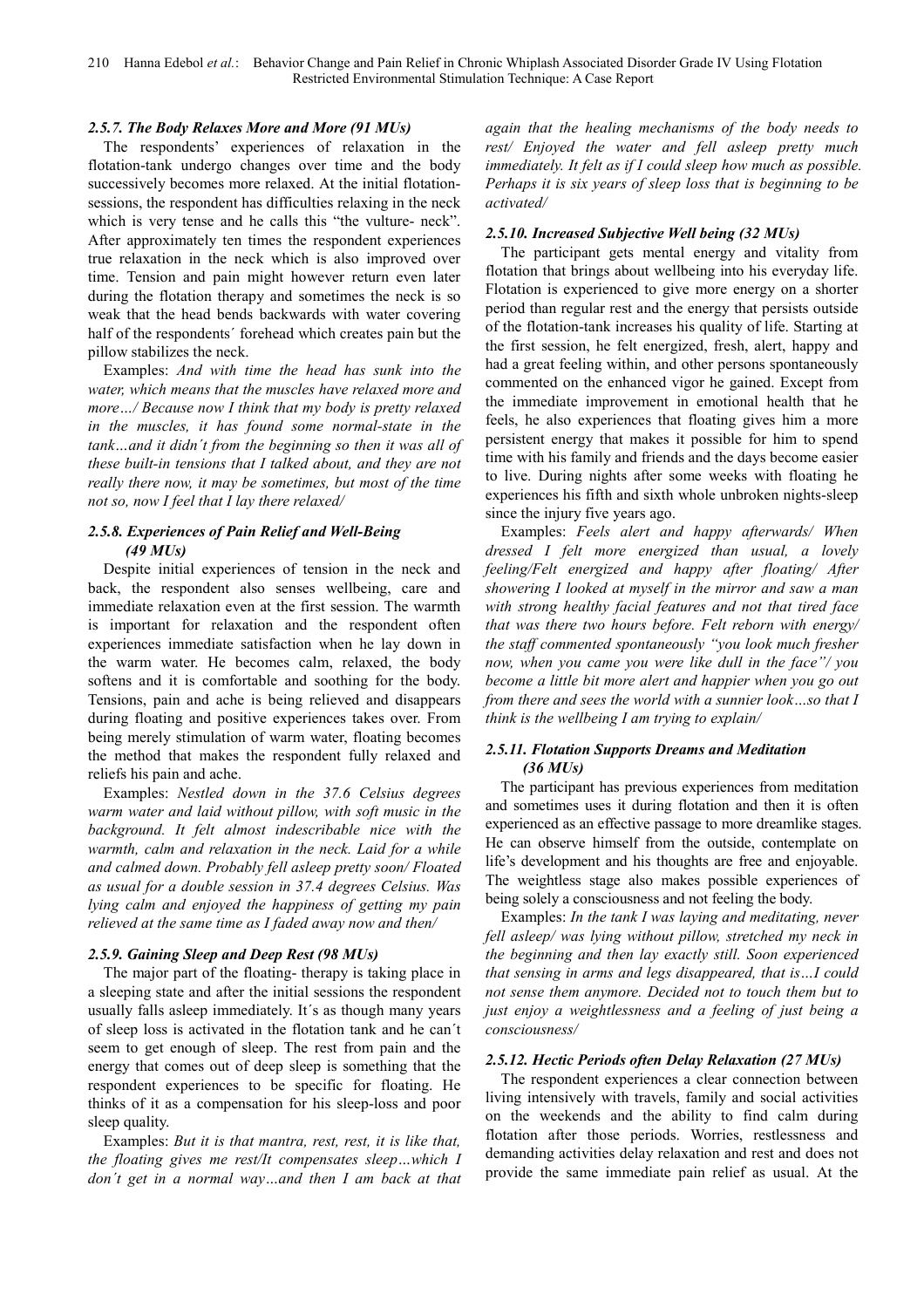### 2.5.7. The Body Relaxes More and More (91 MUs)

The respondents' experiences of relaxation in the flotation-tank undergo changes over time and the body successively becomes more relaxed. At the initial flotation-sessions, the respondent has difficulties relaxing in the neck which is very tense and he calls this "the vulture- neck". After approximately ten times the respondent experiences true relaxation in the neck which is also improved over time. Tension and pain might however return even later during the flotation therapy and sometimes the neck is so weak that the head bends backwards with water covering half of the respondents´ forehead which creates pain but the pillow stabilizes the neck.

Examples: *And with time the head has sunk into the water, which means that the muscles have relaxed more and more…/ Because now I think that my body is pretty relaxed in the muscles, it has found some normal-state in the tank…and it didn´t from the beginning so then it was all of these built-in tensions that I talked about, and they are not really there now, it may be sometimes, but most of the time not so, now I feel that I lay there relaxed/*

### 2.5.8. Experiences of Pain Relief and Well-Being (49 MUs)

Despite initial experiences of tension in the neck and back, the respondent also senses wellbeing, care and immediate relaxation even at the first session. The warmth is important for relaxation and the respondent often experiences immediate satisfaction when he lay down in the warm water. He becomes calm, relaxed, the body softens and it is comfortable and soothing for the body. Tensions, pain and ache is being relieved and disappears during floating and positive experiences takes over. From being merely stimulation of warm water, floating becomes the method that makes the respondent fully relaxed and reliefs his pain and ache.

Examples: *Nestled down in the 37.6 Celsius degrees warm water and laid without pillow, with soft music in the background. It felt almost indescribable nice with the warmth, calm and relaxation in the neck. Laid for a while and calmed down. Probably fell asleep pretty soon/ Floated as usual for a double session in 37.4 degrees Celsius. Was lying calm and enjoyed the happiness of getting my pain relieved at the same time as I faded away now and then/*

### 2.5.9. Gaining Sleep and Deep Rest (98 MUs)

The major part of the floating- therapy is taking place in a sleeping state and after the initial sessions the respondent usually falls asleep immediately. It´s as though many years of sleep loss is activated in the flotation tank and he can´t seem to get enough of sleep. The rest from pain and the energy that comes out of deep sleep is something that the respondent experiences to be specific for floating. He thinks of it as a compensation for his sleep-loss and poor sleep quality.

Examples: *But it is that mantra, rest, rest, it is like that, the floating gives me rest/It compensates sleep…which I don´t get in a normal way…and then I am back at that again that the healing mechanisms of the body needs to rest/ Enjoyed the water and fell asleep pretty much immediately. It felt as if I could sleep how much as possible. Perhaps it is six years of sleep loss that is beginning to be activated/*

### 2.5.10. Increased Subjective Well being (32 MUs)

The participant gets mental energy and vitality from flotation that brings about wellbeing into his everyday life. Flotation is experienced to give more energy on a shorter period than regular rest and the energy that persists outside of the flotation-tank increases his quality of life. Starting at the first session, he felt energized, fresh, alert, happy and had a great feeling within, and other persons spontaneously commented on the enhanced vigor he gained. Except from the immediate improvement in emotional health that he feels, he also experiences that floating gives him a more persistent energy that makes it possible for him to spend time with his family and friends and the days become easier to live. During nights after some weeks with floating he experiences his fifth and sixth whole unbroken nights-sleep since the injury five years ago.

Examples: *Feels alert and happy afterwards/ When dressed I felt more energized than usual, a lovely feeling/Felt energized and happy after floating/ After showering I looked at myself in the mirror and saw a man with strong healthy facial features and not that tired face that was there two hours before. Felt reborn with energy/ the staff commented spontaneously "you look much fresher now, when you came you were like dull in the face"/ you become a little bit more alert and happier when you go out from there and sees the world with a sunnier look…so that I think is the wellbeing I am trying to explain/*

### 2.5.11. Flotation Supports Dreams and Meditation (36 MUs)

The participant has previous experiences from meditation and sometimes uses it during flotation and then it is often experienced as an effective passage to more dreamlike stages. He can observe himself from the outside, contemplate on life's development and his thoughts are free and enjoyable. The weightless stage also makes possible experiences of being solely a consciousness and not feeling the body.

Examples: *In the tank I was laying and meditating, never fell asleep/ was lying without pillow, stretched my neck in the beginning and then lay exactly still. Soon experienced that sensing in arms and legs disappeared, that is…I could not sense them anymore. Decided not to touch them but to just enjoy a weightlessness and a feeling of just being a consciousness/*

### 2.5.12. Hectic Periods often Delay Relaxation (27 MUs)

The respondent experiences a clear connection between living intensively with travels, family and social activities on the weekends and the ability to find calm during flotation after those periods. Worries, restlessness and demanding activities delay relaxation and rest and does not provide the same immediate pain relief as usual. At the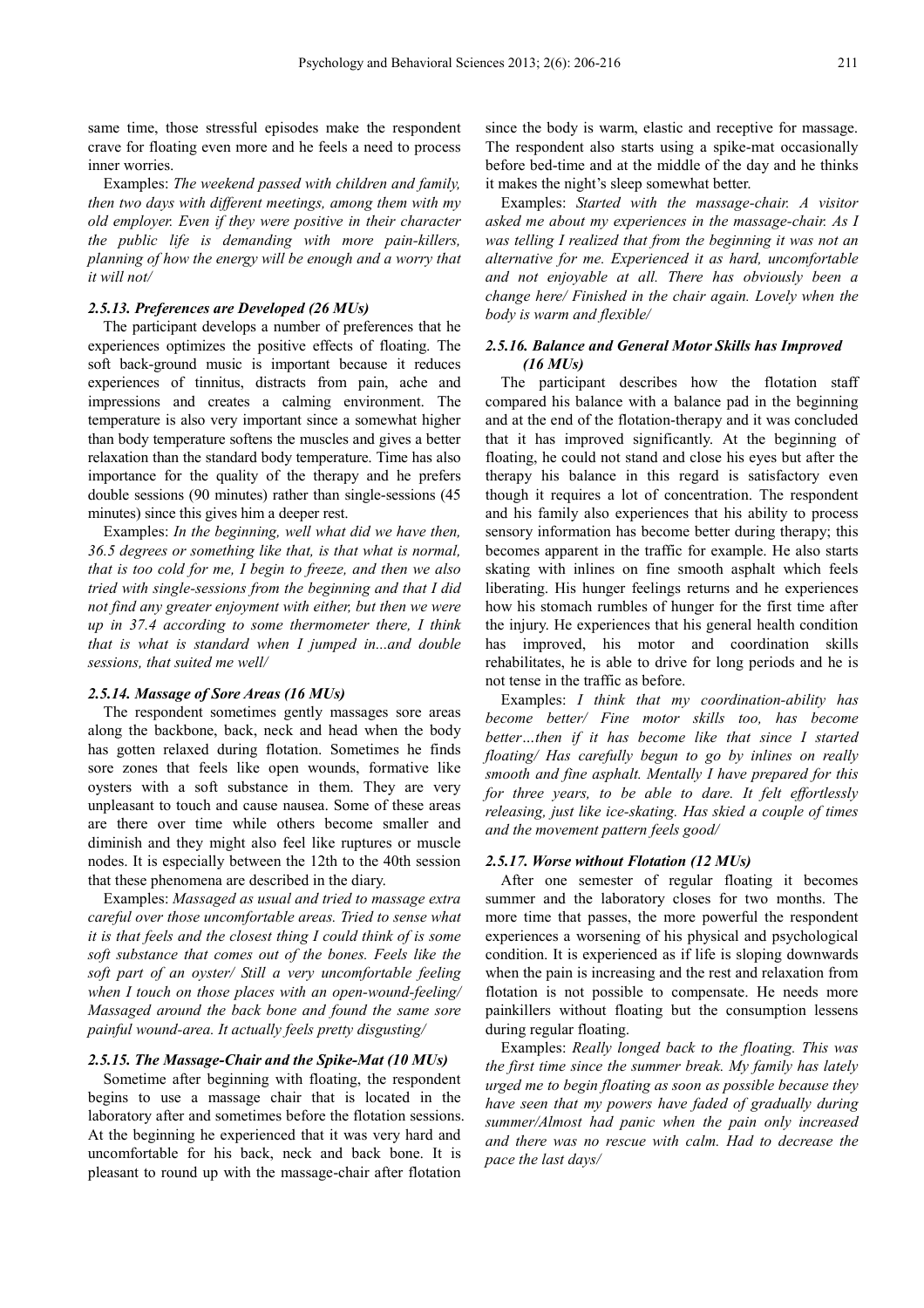same time, those stressful episodes make the respondent crave for floating even more and he feels a need to process inner worries.

Examples: *The weekend passed with children and family, then two days with different meetings, among them with my old employer. Even if they were positive in their character the public life is demanding with more pain-killers, planning of how the energy will be enough and a worry that it will not/*

#### *2.5.13. Preferences are Developed (26 MUs)*

The participant develops a number of preferences that he experiences optimizes the positive effects of floating. The soft back-ground music is important because it reduces experiences of tinnitus, distracts from pain, ache and impressions and creates a calming environment. The temperature is also very important since a somewhat higher than body temperature softens the muscles and gives a better relaxation than the standard body temperature. Time has also importance for the quality of the therapy and he prefers double sessions (90 minutes) rather than single-sessions (45 minutes) since this gives him a deeper rest.

Examples: *In the beginning, well what did we have then, 36.5 degrees or something like that, is that what is normal, that is too cold for me, I begin to freeze, and then we also tried with single-sessions from the beginning and that I did not find any greater enjoyment with either, but then we were up in 37.4 according to some thermometer there, I think that is what is standard when I jumped in...and double sessions, that suited me well/*

#### *2.5.14. Massage of Sore Areas (16 MUs)*

The respondent sometimes gently massages sore areas along the backbone, back, neck and head when the body has gotten relaxed during flotation. Sometimes he finds sore zones that feels like open wounds, formative like oysters with a soft substance in them. They are very unpleasant to touch and cause nausea. Some of these areas are there over time while others become smaller and diminish and they might also feel like ruptures or muscle nodes. It is especially between the 12th to the 40th session that these phenomena are described in the diary.

Examples: *Massaged as usual and tried to massage extra careful over those uncomfortable areas. Tried to sense what it is that feels and the closest thing I could think of is some soft substance that comes out of the bones. Feels like the soft part of an oyster/ Still a very uncomfortable feeling when I touch on those places with an open-wound-feeling/ Massaged around the back bone and found the same sore painful wound-area. It actually feels pretty disgusting/*

#### *2.5.15. The Massage-Chair and the Spike-Mat (10 MUs)*

Sometime after beginning with floating, the respondent begins to use a massage chair that is located in the laboratory after and sometimes before the flotation sessions. At the beginning he experienced that it was very hard and uncomfortable for his back, neck and back bone. It is pleasant to round up with the massage-chair after flotation since the body is warm, elastic and receptive for massage. The respondent also starts using a spike-mat occasionally before bed-time and at the middle of the day and he thinks it makes the night's sleep somewhat better.

Examples: *Started with the massage-chair. A visitor asked me about my experiences in the massage-chair. As I was telling I realized that from the beginning it was not an alternative for me. Experienced it as hard, uncomfortable and not enjoyable at all. There has obviously been a change here/ Finished in the chair again. Lovely when the body is warm and flexible/*

#### *2.5.16. Balance and General Motor Skills has Improved (16 MUs)*

The participant describes how the flotation staff compared his balance with a balance pad in the beginning and at the end of the flotation-therapy and it was concluded that it has improved significantly. At the beginning of floating, he could not stand and close his eyes but after the therapy his balance in this regard is satisfactory even though it requires a lot of concentration. The respondent and his family also experiences that his ability to process sensory information has become better during therapy; this becomes apparent in the traffic for example. He also starts skating with inlines on fine smooth asphalt which feels liberating. His hunger feelings returns and he experiences how his stomach rumbles of hunger for the first time after the injury. He experiences that his general health condition has improved, his motor and coordination skills rehabilitates, he is able to drive for long periods and he is not tense in the traffic as before.

Examples: *I think that my coordination-ability has become better/ Fine motor skills too, has become better…then if it has become like that since I started floating/ Has carefully begun to go by inlines on really smooth and fine asphalt. Mentally I have prepared for this for three years, to be able to dare. It felt effortlessly releasing, just like ice-skating. Has skied a couple of times and the movement pattern feels good/*

#### *2.5.17. Worse without Flotation (12 MUs)*

After one semester of regular floating it becomes summer and the laboratory closes for two months. The more time that passes, the more powerful the respondent experiences a worsening of his physical and psychological condition. It is experienced as if life is sloping downwards when the pain is increasing and the rest and relaxation from flotation is not possible to compensate. He needs more painkillers without floating but the consumption lessens during regular floating.

Examples: *Really longed back to the floating. This was the first time since the summer break. My family has lately urged me to begin floating as soon as possible because they have seen that my powers have faded of gradually during summer/Almost had panic when the pain only increased and there was no rescue with calm. Had to decrease the pace the last days/*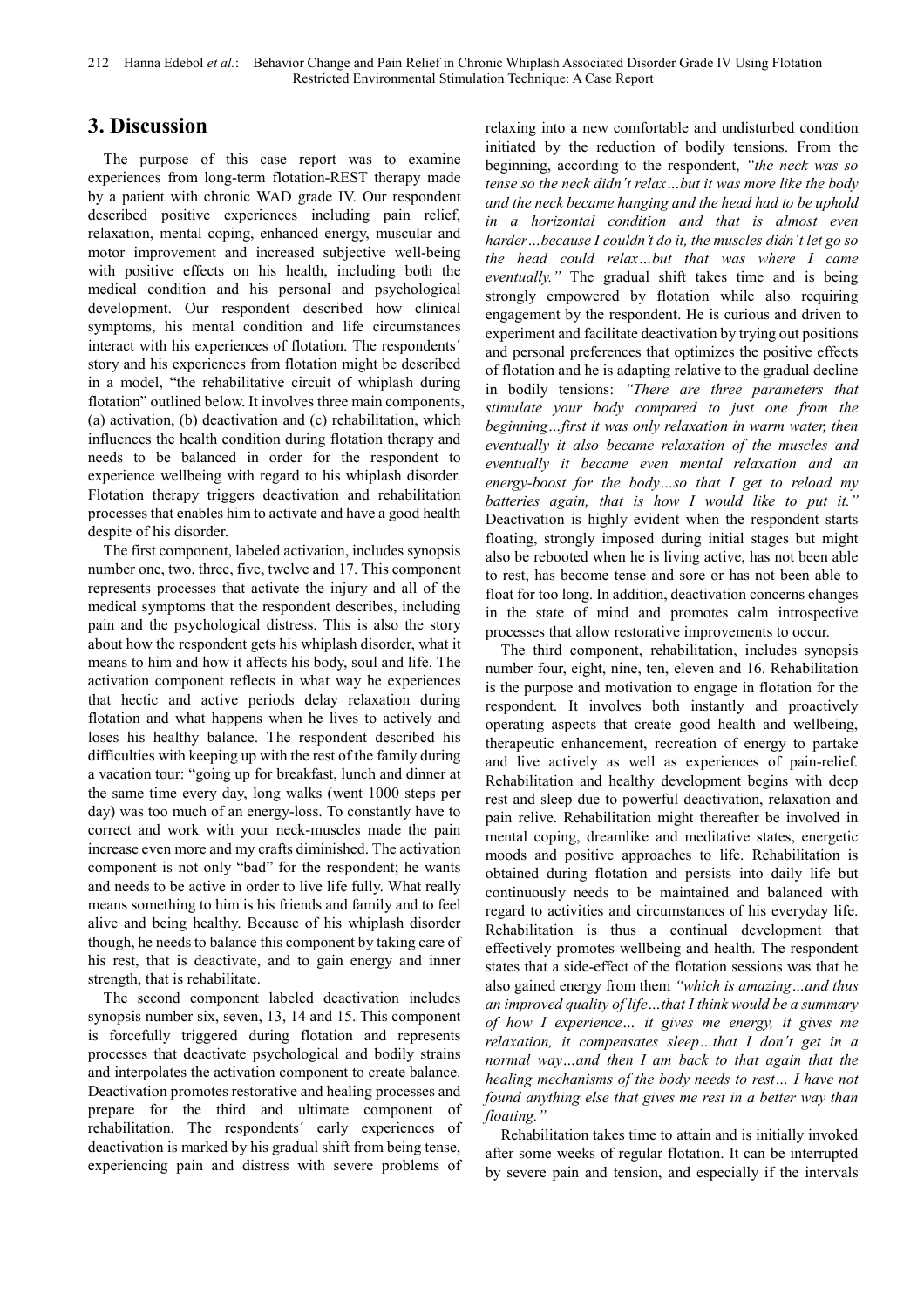## 3. Discussion

The purpose of this case report was to examine experiences from long-term flotation-REST therapy made by a patient with chronic WAD grade IV. Our respondent described positive experiences including pain relief, relaxation, mental coping, enhanced energy, muscular and motor improvement and increased subjective well-being with positive effects on his health, including both the medical condition and his personal and psychological development. Our respondent described how clinical symptoms, his mental condition and life circumstances interact with his experiences of flotation. The respondents´ story and his experiences from flotation might be described in a model, "the rehabilitative circuit of whiplash during flotation" outlined below. It involves three main components, (a) activation, (b) deactivation and (c) rehabilitation, which influences the health condition during flotation therapy and needs to be balanced in order for the respondent to experience wellbeing with regard to his whiplash disorder. Flotation therapy triggers deactivation and rehabilitation processes that enables him to activate and have a good health despite of his disorder.

The first component, labeled activation, includes synopsis number one, two, three, five, twelve and 17. This component represents processes that activate the injury and all of the medical symptoms that the respondent describes, including pain and the psychological distress. This is also the story about how the respondent gets his whiplash disorder, what it means to him and how it affects his body, soul and life. The activation component reflects in what way he experiences that hectic and active periods delay relaxation during flotation and what happens when he lives to actively and loses his healthy balance. The respondent described his difficulties with keeping up with the rest of the family during a vacation tour: "going up for breakfast, lunch and dinner at the same time every day, long walks (went 1000 steps per day) was too much of an energy-loss. To constantly have to correct and work with your neck-muscles made the pain increase even more and my crafts diminished. The activation component is not only "bad" for the respondent; he wants and needs to be active in order to live life fully. What really means something to him is his friends and family and to feel alive and being healthy. Because of his whiplash disorder though, he needs to balance this component by taking care of his rest, that is deactivate, and to gain energy and inner strength, that is rehabilitate.

The second component labeled deactivation includes synopsis number six, seven, 13, 14 and 15. This component is forcefully triggered during flotation and represents processes that deactivate psychological and bodily strains and interpolates the activation component to create balance. Deactivation promotes restorative and healing processes and prepare for the third and ultimate component of rehabilitation. The respondents´ early experiences of deactivation is marked by his gradual shift from being tense, experiencing pain and distress with severe problems of relaxing into a new comfortable and undisturbed condition initiated by the reduction of bodily tensions. From the beginning, according to the respondent, *"the neck was so tense so the neck didn´t relax…but it was more like the body and the neck became hanging and the head had to be uphold in a horizontal condition and that is almost even harder…because I couldn't do it, the muscles didn´t let go so the head could relax…but that was where I came eventually."* The gradual shift takes time and is being strongly empowered by flotation while also requiring engagement by the respondent. He is curious and driven to experiment and facilitate deactivation by trying out positions and personal preferences that optimizes the positive effects of flotation and he is adapting relative to the gradual decline in bodily tensions: *"There are three parameters that stimulate your body compared to just one from the beginning…first it was only relaxation in warm water, then eventually it also became relaxation of the muscles and eventually it became even mental relaxation and an energy-boost for the body…so that I get to reload my batteries again, that is how I would like to put it."* Deactivation is highly evident when the respondent starts floating, strongly imposed during initial stages but might also be rebooted when he is living active, has not been able to rest, has become tense and sore or has not been able to float for too long. In addition, deactivation concerns changes in the state of mind and promotes calm introspective processes that allow restorative improvements to occur.

The third component, rehabilitation, includes synopsis number four, eight, nine, ten, eleven and 16. Rehabilitation is the purpose and motivation to engage in flotation for the respondent. It involves both instantly and proactively operating aspects that create good health and wellbeing, therapeutic enhancement, recreation of energy to partake and live actively as well as experiences of pain-relief. Rehabilitation and healthy development begins with deep rest and sleep due to powerful deactivation, relaxation and pain relive. Rehabilitation might thereafter be involved in mental coping, dreamlike and meditative states, energetic moods and positive approaches to life. Rehabilitation is obtained during flotation and persists into daily life but continuously needs to be maintained and balanced with regard to activities and circumstances of his everyday life. Rehabilitation is thus a continual development that effectively promotes wellbeing and health. The respondent states that a side-effect of the flotation sessions was that he also gained energy from them *"which is amazing…and thus an improved quality of life…that I think would be a summary of how I experience… it gives me energy, it gives me relaxation, it compensates sleep…that I don´t get in a normal way…and then I am back to that again that the healing mechanisms of the body needs to rest… I have not found anything else that gives me rest in a better way than floating."*

Rehabilitation takes time to attain and is initially invoked after some weeks of regular flotation. It can be interrupted by severe pain and tension, and especially if the intervals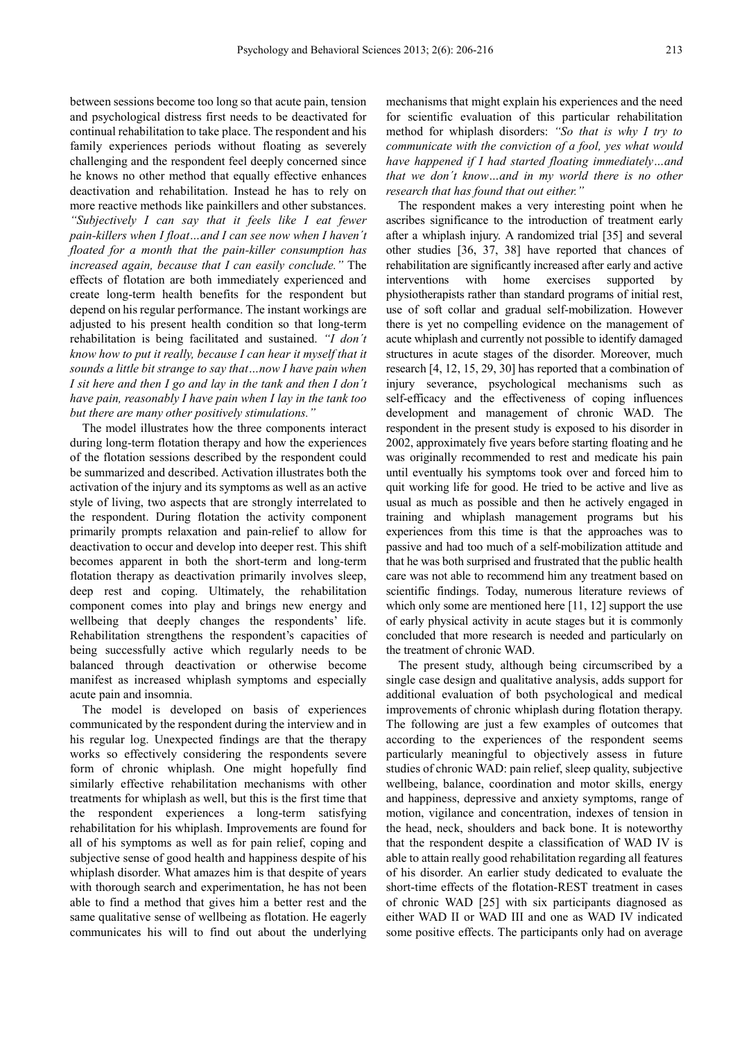between sessions become too long so that acute pain, tension and psychological distress first needs to be deactivated for continual rehabilitation to take place. The respondent and his family experiences periods without floating as severely challenging and the respondent feel deeply concerned since he knows no other method that equally effective enhances deactivation and rehabilitation. Instead he has to rely on more reactive methods like painkillers and other substances. *"Subjectively I can say that it feels like I eat fewer pain-killers when I float…and I can see now when I haven´t floated for a month that the pain-killer consumption has increased again, because that I can easily conclude."* The effects of flotation are both immediately experienced and create long-term health benefits for the respondent but depend on his regular performance. The instant workings are adjusted to his present health condition so that long-term rehabilitation is being facilitated and sustained. *"I don´t know how to put it really, because I can hear it myself that it sounds a little bit strange to say that…now I have pain when I sit here and then I go and lay in the tank and then I don´t have pain, reasonably I have pain when I lay in the tank too but there are many other positively stimulations."*

The model illustrates how the three components interact during long-term flotation therapy and how the experiences of the flotation sessions described by the respondent could be summarized and described. Activation illustrates both the activation of the injury and its symptoms as well as an active style of living, two aspects that are strongly interrelated to the respondent. During flotation the activity component primarily prompts relaxation and pain-relief to allow for deactivation to occur and develop into deeper rest. This shift becomes apparent in both the short-term and long-term flotation therapy as deactivation primarily involves sleep, deep rest and coping. Ultimately, the rehabilitation component comes into play and brings new energy and wellbeing that deeply changes the respondents' life. Rehabilitation strengthens the respondent's capacities of being successfully active which regularly needs to be balanced through deactivation or otherwise become manifest as increased whiplash symptoms and especially acute pain and insomnia.

The model is developed on basis of experiences communicated by the respondent during the interview and in his regular log. Unexpected findings are that the therapy works so effectively considering the respondents severe form of chronic whiplash. One might hopefully find similarly effective rehabilitation mechanisms with other treatments for whiplash as well, but this is the first time that the respondent experiences a long-term satisfying rehabilitation for his whiplash. Improvements are found for all of his symptoms as well as for pain relief, coping and subjective sense of good health and happiness despite of his whiplash disorder. What amazes him is that despite of years with thorough search and experimentation, he has not been able to find a method that gives him a better rest and the same qualitative sense of wellbeing as flotation. He eagerly communicates his will to find out about the underlying mechanisms that might explain his experiences and the need for scientific evaluation of this particular rehabilitation method for whiplash disorders: *"So that is why I try to communicate with the conviction of a fool, yes what would have happened if I had started floating immediately…and that we don´t know…and in my world there is no other research that has found that out either."*

The respondent makes a very interesting point when he ascribes significance to the introduction of treatment early after a whiplash injury. A randomized trial [35] and several other studies [36, 37, 38] have reported that chances of rehabilitation are significantly increased after early and active interventions with home exercises supported by physiotherapists rather than standard programs of initial rest, use of soft collar and gradual self-mobilization. However there is yet no compelling evidence on the management of acute whiplash and currently not possible to identify damaged structures in acute stages of the disorder. Moreover, much research [4, 12, 15, 29, 30] has reported that a combination of injury severance, psychological mechanisms such as self-efficacy and the effectiveness of coping influences development and management of chronic WAD. The respondent in the present study is exposed to his disorder in 2002, approximately five years before starting floating and he was originally recommended to rest and medicate his pain until eventually his symptoms took over and forced him to quit working life for good. He tried to be active and live as usual as much as possible and then he actively engaged in training and whiplash management programs but his experiences from this time is that the approaches was to passive and had too much of a self-mobilization attitude and that he was both surprised and frustrated that the public health care was not able to recommend him any treatment based on scientific findings. Today, numerous literature reviews of which only some are mentioned here [11, 12] support the use of early physical activity in acute stages but it is commonly concluded that more research is needed and particularly on the treatment of chronic WAD.

The present study, although being circumscribed by a single case design and qualitative analysis, adds support for additional evaluation of both psychological and medical improvements of chronic whiplash during flotation therapy. The following are just a few examples of outcomes that according to the experiences of the respondent seems particularly meaningful to objectively assess in future studies of chronic WAD: pain relief, sleep quality, subjective wellbeing, balance, coordination and motor skills, energy and happiness, depressive and anxiety symptoms, range of motion, vigilance and concentration, indexes of tension in the head, neck, shoulders and back bone. It is noteworthy that the respondent despite a classification of WAD IV is able to attain really good rehabilitation regarding all features of his disorder. An earlier study dedicated to evaluate the short-time effects of the flotation-REST treatment in cases of chronic WAD [25] with six participants diagnosed as either WAD II or WAD III and one as WAD IV indicated some positive effects. The participants only had on average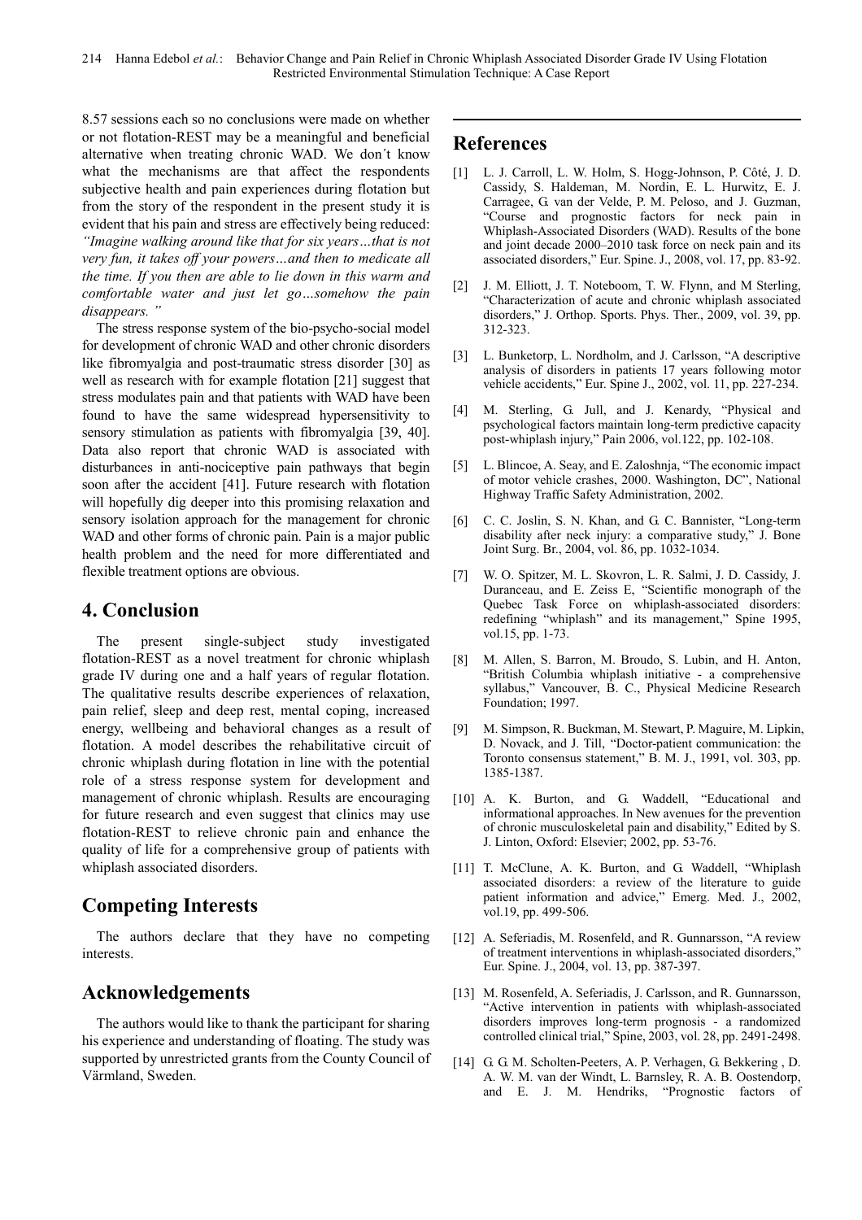8.57 sessions each so no conclusions were made on whether or not flotation-REST may be a meaningful and beneficial alternative when treating chronic WAD. We don´t know what the mechanisms are that affect the respondents subjective health and pain experiences during flotation but from the story of the respondent in the present study it is evident that his pain and stress are effectively being reduced: *"Imagine walking around like that for six years…that is not very fun, it takes off your powers…and then to medicate all the time. If you then are able to lie down in this warm and comfortable water and just let go…somehow the pain disappears."*

The stress response system of the bio-psycho-social model for development of chronic WAD and other chronic disorders like fibromyalgia and post-traumatic stress disorder [30] as well as research with for example flotation [21] suggest that stress modulates pain and that patients with WAD have been found to have the same widespread hypersensitivity to sensory stimulation as patients with fibromyalgia [39, 40]. Data also report that chronic WAD is associated with disturbances in anti-nociceptive pain pathways that begin soon after the accident [41]. Future research with flotation will hopefully dig deeper into this promising relaxation and sensory isolation approach for the management for chronic WAD and other forms of chronic pain. Pain is a major public health problem and the need for more differentiated and flexible treatment options are obvious.

## 4. Conclusion

The present single-subject study investigated flotation-REST as a novel treatment for chronic whiplash grade IV during one and a half years of regular flotation. The qualitative results describe experiences of relaxation, pain relief, sleep and deep rest, mental coping, increased energy, wellbeing and behavioral changes as a result of flotation. A model describes the rehabilitative circuit of chronic whiplash during flotation in line with the potential role of a stress response system for development and management of chronic whiplash. Results are encouraging for future research and even suggest that clinics may use flotation-REST to relieve chronic pain and enhance the quality of life for a comprehensive group of patients with whiplash associated disorders.

## Competing Interests

The authors declare that they have no competing interests.

## Acknowledgements

The authors would like to thank the participant for sharing his experience and understanding of floating. The study was supported by unrestricted grants from the County Council of Värmland, Sweden.

## References

[1] L. J. Carroll, L. W. Holm, S. Hogg-Johnson, P. Côté, J. D. Cassidy, S. Haldeman, M. Nordin, E. L. Hurwitz, E. J. Carragee, G. van der Velde, P. M. Peloso, and J. Guzman, "Course and prognostic factors for neck pain in Whiplash-Associated Disorders (WAD). Results of the bone and joint decade 2000–2010 task force on neck pain and its associated disorders," Eur. Spine. J., 2008, vol. 17, pp. 83-92.

[2] J. M. Elliott, J. T. Noteboom, T. W. Flynn, and M Sterling, "Characterization of acute and chronic whiplash associated disorders," J. Orthop. Sports. Phys. Ther., 2009, vol. 39, pp. 312-323.

[3] L. Bunketorp, L. Nordholm, and J. Carlsson, "A descriptive analysis of disorders in patients 17 years following motor vehicle accidents," Eur. Spine J., 2002, vol. 11, pp. 227-234.

[4] M. Sterling, G. Jull, and J. Kenardy, "Physical and psychological factors maintain long-term predictive capacity post-whiplash injury," Pain 2006, vol.122, pp. 102-108.

[5] L. Blincoe, A. Seay, and E. Zaloshnja, "The economic impact of motor vehicle crashes, 2000. Washington, DC", National Highway Traffic Safety Administration, 2002.

[6] C. C. Joslin, S. N. Khan, and G. C. Bannister, "Long-term disability after neck injury: a comparative study," J. Bone Joint Surg. Br., 2004, vol. 86, pp. 1032-1034.

[7] W. O. Spitzer, M. L. Skovron, L. R. Salmi, J. D. Cassidy, J. Duranceau, and E. Zeiss E, "Scientific monograph of the Quebec Task Force on whiplash-associated disorders: redefining "whiplash" and its management," Spine 1995, vol.15, pp. 1-73.

[8] M. Allen, S. Barron, M. Broudo, S. Lubin, and H. Anton, "British Columbia whiplash initiative - a comprehensive syllabus," Vancouver, B. C., Physical Medicine Research Foundation; 1997.

[9] M. Simpson, R. Buckman, M. Stewart, P. Maguire, M. Lipkin, D. Novack, and J. Till, "Doctor-patient communication: the Toronto consensus statement," B. M. J., 1991, vol. 303, pp. 1385-1387.

[10] A. K. Burton, and G. Waddell, "Educational and informational approaches. In New avenues for the prevention of chronic musculoskeletal pain and disability," Edited by S. J. Linton, Oxford: Elsevier; 2002, pp. 53-76.

[11] T. McClune, A. K. Burton, and G. Waddell, "Whiplash associated disorders: a review of the literature to guide patient information and advice," Emerg. Med. J., 2002, vol.19, pp. 499-506.

[12] A. Seferiadis, M. Rosenfeld, and R. Gunnarsson, "A review of treatment interventions in whiplash-associated disorders," Eur. Spine. J., 2004, vol. 13, pp. 387-397.

[13] M. Rosenfeld, A. Seferiadis, J. Carlsson, and R. Gunnarsson, "Active intervention in patients with whiplash-associated disorders improves long-term prognosis - a randomized controlled clinical trial," Spine, 2003, vol. 28, pp. 2491-2498.

[14] G. G. M. Scholten-Peeters, A. P. Verhagen, G. Bekkering, D. A. W. M. van der Windt, L. Barnsley, R. A. B. Oostendorp, and E. J. M. Hendriks, "Prognostic factors of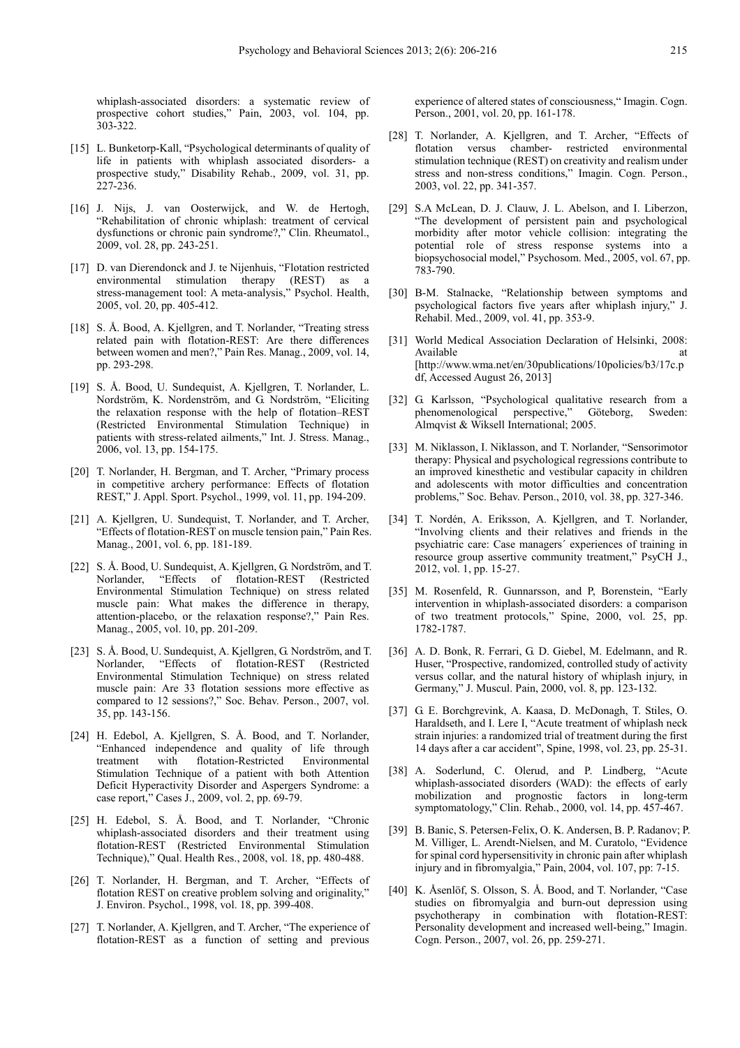whiplash-associated disorders: a systematic review of prospective cohort studies," Pain, 2003, vol. 104, pp. 303-322.

[15] L. Bunketorp-Kall, "Psychological determinants of quality of life in patients with whiplash associated disorders- a prospective study," Disability Rehab., 2009, vol. 31, pp. 227-236.

[16] J. Nijs, J. van Oosterwijck, and W. de Hertogh, "Rehabilitation of chronic whiplash: treatment of cervical dysfunctions or chronic pain syndrome?," Clin. Rheumatol., 2009, vol. 28, pp. 243-251.

[17] D. van Dierendonck and J. te Nijenhuis, "Flotation restricted environmental stimulation therapy (REST) as a stress-management tool: A meta-analysis," Psychol. Health, 2005, vol. 20, pp. 405-412.

[18] S. Å. Bood, A. Kjellgren, and T. Norlander, "Treating stress related pain with flotation-REST: Are there differences between women and men?," Pain Res. Manag., 2009, vol. 14, pp. 293-298.

[19] S. Å. Bood, U. Sundequist, A. Kjellgren, T. Norlander, L. Nordström, K. Nordenström, and G. Nordström, "Eliciting the relaxation response with the help of flotation–REST (Restricted Environmental Stimulation Technique) in patients with stress-related ailments," Int. J. Stress. Manag., 2006, vol. 13, pp. 154-175.

[20] T. Norlander, H. Bergman, and T. Archer, "Primary process in competitive archery performance: Effects of flotation REST," J. Appl. Sport. Psychol., 1999, vol. 11, pp. 194-209.

[21] A. Kjellgren, U. Sundequist, T. Norlander, and T. Archer, "Effects of flotation-REST on muscle tension pain," Pain Res. Manag., 2001, vol. 6, pp. 181-189.

[22] S. Å. Bood, U. Sundequist, A. Kjellgren, G. Nordström, and T. Norlander, "Effects of flotation-REST (Restricted Environmental Stimulation Technique) on stress related muscle pain: What makes the difference in therapy, attention-placebo, or the relaxation response?," Pain Res. Manag., 2005, vol. 10, pp. 201-209.

[23] S. Å. Bood, U. Sundequist, A. Kjellgren, G. Nordström, and T. Norlander, "Effects of flotation-REST (Restricted Environmental Stimulation Technique) on stress related muscle pain: Are 33 flotation sessions more effective as compared to 12 sessions?," Soc. Behav. Person., 2007, vol. 35, pp. 143-156.

[24] H. Edebol, A. Kjellgren, S. Å. Bood, and T. Norlander, "Enhanced independence and quality of life through treatment with flotation-Restricted Environmental Stimulation Technique of a patient with both Attention Deficit Hyperactivity Disorder and Aspergers Syndrome: a case report," Cases J., 2009, vol. 2, pp. 69-79.

[25] H. Edebol, S. Å. Bood, and T. Norlander, "Chronic whiplash-associated disorders and their treatment using flotation-REST (Restricted Environmental Stimulation Technique)," Qual. Health Res., 2008, vol. 18, pp. 480-488.

[26] T. Norlander, H. Bergman, and T. Archer, "Effects of flotation REST on creative problem solving and originality," J. Environ. Psychol., 1998, vol. 18, pp. 399-408.

[27] T. Norlander, A. Kjellgren, and T. Archer, "The experience of flotation-REST as a function of setting and previous experience of altered states of consciousness," Imagin. Cogn. Person., 2001, vol. 20, pp. 161-178.

[28] T. Norlander, A. Kjellgren, and T. Archer, "Effects of flotation versus chamber- restricted environmental stimulation technique (REST) on creativity and realism under stress and non-stress conditions," Imagin. Cogn. Person., 2003, vol. 22, pp. 341-357.

[29] S.A McLean, D. J. Clauw, J. L. Abelson, and I. Liberzon, "The development of persistent pain and psychological morbidity after motor vehicle collision: integrating the potential role of stress response systems into a biopsychosocial model," Psychosom. Med., 2005, vol. 67, pp. 783-790.

[30] B-M. Stalnacke, "Relationship between symptoms and psychological factors five years after whiplash injury," J. Rehabil. Med., 2009, vol. 41, pp. 353-9.

[31] World Medical Association Declaration of Helsinki, 2008: Available at [http://www.wma.net/en/30publications/10policies/b3/17c.pdf, Accessed August 26, 2013]

[32] G. Karlsson, "Psychological qualitative research from a phenomenological perspective," Göteborg, Sweden: Almqvist & Wiksell International; 2005.

[33] M. Niklasson, I. Niklasson, and T. Norlander, "Sensorimotor therapy: Physical and psychological regressions contribute to an improved kinesthetic and vestibular capacity in children and adolescents with motor difficulties and concentration problems," Soc. Behav. Person., 2010, vol. 38, pp. 327-346.

[34] T. Nordén, A. Eriksson, A. Kjellgren, and T. Norlander, "Involving clients and their relatives and friends in the psychiatric care: Case managers´ experiences of training in resource group assertive community treatment," PsyCH J., 2012, vol. 1, pp. 15-27.

[35] M. Rosenfeld, R. Gunnarsson, and P, Borenstein, "Early intervention in whiplash-associated disorders: a comparison of two treatment protocols," Spine, 2000, vol. 25, pp. 1782-1787.

[36] A. D. Bonk, R. Ferrari, G. D. Giebel, M. Edelmann, and R. Huser, "Prospective, randomized, controlled study of activity versus collar, and the natural history of whiplash injury, in Germany," J. Muscul. Pain, 2000, vol. 8, pp. 123-132.

[37] G. E. Borchgrevink, A. Kaasa, D. McDonagh, T. Stiles, O. Haraldseth, and I. Lere I, "Acute treatment of whiplash neck strain injuries: a randomized trial of treatment during the first 14 days after a car accident", Spine, 1998, vol. 23, pp. 25-31.

[38] A. Soderlund, C. Olerud, and P. Lindberg, "Acute whiplash-associated disorders (WAD): the effects of early mobilization and prognostic factors in long-term symptomatology," Clin. Rehab., 2000, vol. 14, pp. 457-467.

[39] B. Banic, S. Petersen-Felix, O. K. Andersen, B. P. Radanov; P. M. Villiger, L. Arendt-Nielsen, and M. Curatolo, "Evidence for spinal cord hypersensitivity in chronic pain after whiplash injury and in fibromyalgia," Pain, 2004, vol. 107, pp: 7-15.

[40] K. Åsenlöf, S. Olsson, S. Å. Bood, and T. Norlander, "Case studies on fibromyalgia and burn-out depression using psychotherapy in combination with flotation-REST: Personality development and increased well-being," Imagin. Cogn. Person., 2007, vol. 26, pp. 259-271.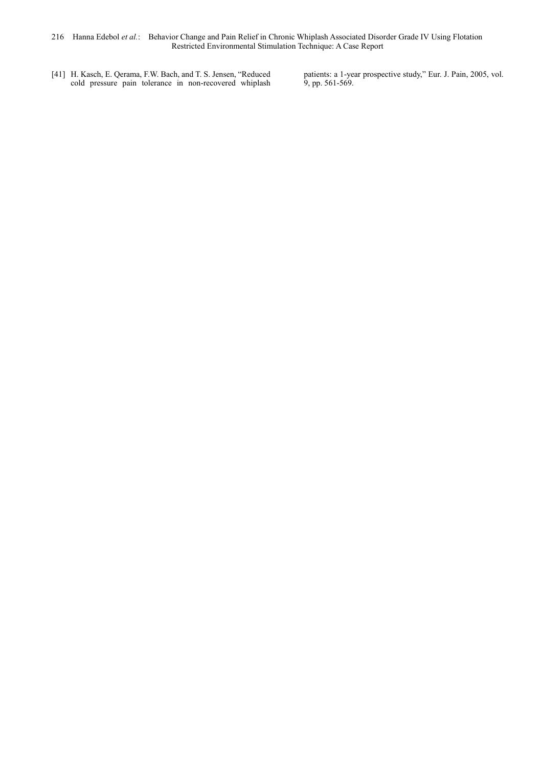[41] H. Kasch, E. Qerama, F.W. Bach, and T. S. Jensen, "Reduced cold pressure pain tolerance in non-recovered whiplash patients: a 1-year prospective study," Eur. J. Pain, 2005, vol. 9, pp. 561-569.